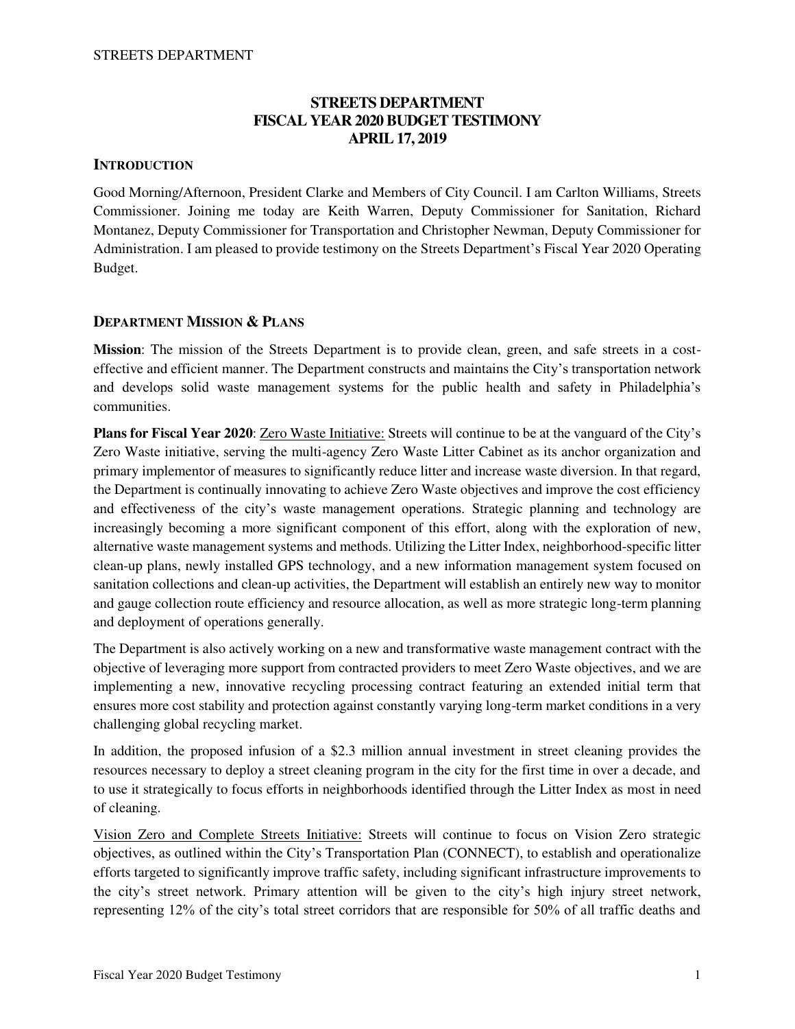# STREETS DEPARTMENT
# FISCAL YEAR 2020 BUDGET TESTIMONY
# APRIL 17, 2019

## INTRODUCTION

Good Morning/Afternoon, President Clarke and Members of City Council. I am Carlton Williams, Streets Commissioner. Joining me today are Keith Warren, Deputy Commissioner for Sanitation, Richard Montanez, Deputy Commissioner for Transportation and Christopher Newman, Deputy Commissioner for Administration. I am pleased to provide testimony on the Streets Department's Fiscal Year 2020 Operating Budget.

## DEPARTMENT MISSION & PLANS

**Mission**: The mission of the Streets Department is to provide clean, green, and safe streets in a cost-effective and efficient manner. The Department constructs and maintains the City's transportation network and develops solid waste management systems for the public health and safety in Philadelphia's communities.

**Plans for Fiscal Year 2020**: Zero Waste Initiative: Streets will continue to be at the vanguard of the City's Zero Waste initiative, serving the multi-agency Zero Waste Litter Cabinet as its anchor organization and primary implementor of measures to significantly reduce litter and increase waste diversion. In that regard, the Department is continually innovating to achieve Zero Waste objectives and improve the cost efficiency and effectiveness of the city's waste management operations. Strategic planning and technology are increasingly becoming a more significant component of this effort, along with the exploration of new, alternative waste management systems and methods. Utilizing the Litter Index, neighborhood-specific litter clean-up plans, newly installed GPS technology, and a new information management system focused on sanitation collections and clean-up activities, the Department will establish an entirely new way to monitor and gauge collection route efficiency and resource allocation, as well as more strategic long-term planning and deployment of operations generally.

The Department is also actively working on a new and transformative waste management contract with the objective of leveraging more support from contracted providers to meet Zero Waste objectives, and we are implementing a new, innovative recycling processing contract featuring an extended initial term that ensures more cost stability and protection against constantly varying long-term market conditions in a very challenging global recycling market.

In addition, the proposed infusion of a $2.3 million annual investment in street cleaning provides the resources necessary to deploy a street cleaning program in the city for the first time in over a decade, and to use it strategically to focus efforts in neighborhoods identified through the Litter Index as most in need of cleaning.

Vision Zero and Complete Streets Initiative: Streets will continue to focus on Vision Zero strategic objectives, as outlined within the City's Transportation Plan (CONNECT), to establish and operationalize efforts targeted to significantly improve traffic safety, including significant infrastructure improvements to the city's street network. Primary attention will be given to the city's high injury street network, representing 12% of the city's total street corridors that are responsible for 50% of all traffic deaths and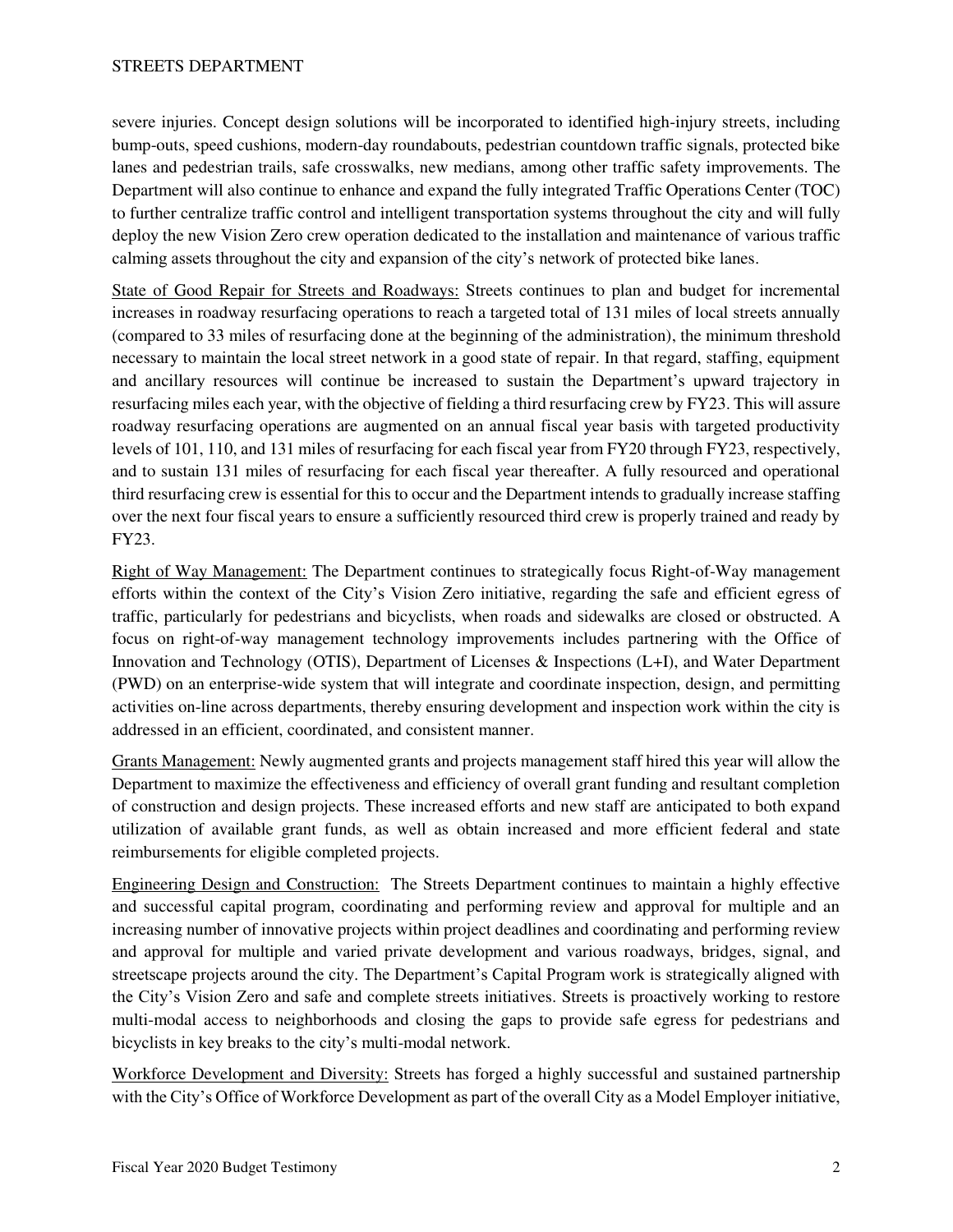severe injuries. Concept design solutions will be incorporated to identified high-injury streets, including bump-outs, speed cushions, modern-day roundabouts, pedestrian countdown traffic signals, protected bike lanes and pedestrian trails, safe crosswalks, new medians, among other traffic safety improvements. The Department will also continue to enhance and expand the fully integrated Traffic Operations Center (TOC) to further centralize traffic control and intelligent transportation systems throughout the city and will fully deploy the new Vision Zero crew operation dedicated to the installation and maintenance of various traffic calming assets throughout the city and expansion of the city's network of protected bike lanes.

<u>State of Good Repair for Streets and Roadways:</u> Streets continues to plan and budget for incremental increases in roadway resurfacing operations to reach a targeted total of 131 miles of local streets annually (compared to 33 miles of resurfacing done at the beginning of the administration), the minimum threshold necessary to maintain the local street network in a good state of repair. In that regard, staffing, equipment and ancillary resources will continue be increased to sustain the Department's upward trajectory in resurfacing miles each year, with the objective of fielding a third resurfacing crew by FY23. This will assure roadway resurfacing operations are augmented on an annual fiscal year basis with targeted productivity levels of 101, 110, and 131 miles of resurfacing for each fiscal year from FY20 through FY23, respectively, and to sustain 131 miles of resurfacing for each fiscal year thereafter. A fully resourced and operational third resurfacing crew is essential for this to occur and the Department intends to gradually increase staffing over the next four fiscal years to ensure a sufficiently resourced third crew is properly trained and ready by FY23.

<u>Right of Way Management:</u> The Department continues to strategically focus Right-of-Way management efforts within the context of the City's Vision Zero initiative, regarding the safe and efficient egress of traffic, particularly for pedestrians and bicyclists, when roads and sidewalks are closed or obstructed. A focus on right-of-way management technology improvements includes partnering with the Office of Innovation and Technology (OTIS), Department of Licenses & Inspections (L+I), and Water Department (PWD) on an enterprise-wide system that will integrate and coordinate inspection, design, and permitting activities on-line across departments, thereby ensuring development and inspection work within the city is addressed in an efficient, coordinated, and consistent manner.

<u>Grants Management:</u> Newly augmented grants and projects management staff hired this year will allow the Department to maximize the effectiveness and efficiency of overall grant funding and resultant completion of construction and design projects. These increased efforts and new staff are anticipated to both expand utilization of available grant funds, as well as obtain increased and more efficient federal and state reimbursements for eligible completed projects.

<u>Engineering Design and Construction:</u> The Streets Department continues to maintain a highly effective and successful capital program, coordinating and performing review and approval for multiple and an increasing number of innovative projects within project deadlines and coordinating and performing review and approval for multiple and varied private development and various roadways, bridges, signal, and streetscape projects around the city. The Department's Capital Program work is strategically aligned with the City's Vision Zero and safe and complete streets initiatives. Streets is proactively working to restore multi-modal access to neighborhoods and closing the gaps to provide safe egress for pedestrians and bicyclists in key breaks to the city's multi-modal network.

<u>Workforce Development and Diversity:</u> Streets has forged a highly successful and sustained partnership with the City's Office of Workforce Development as part of the overall City as a Model Employer initiative,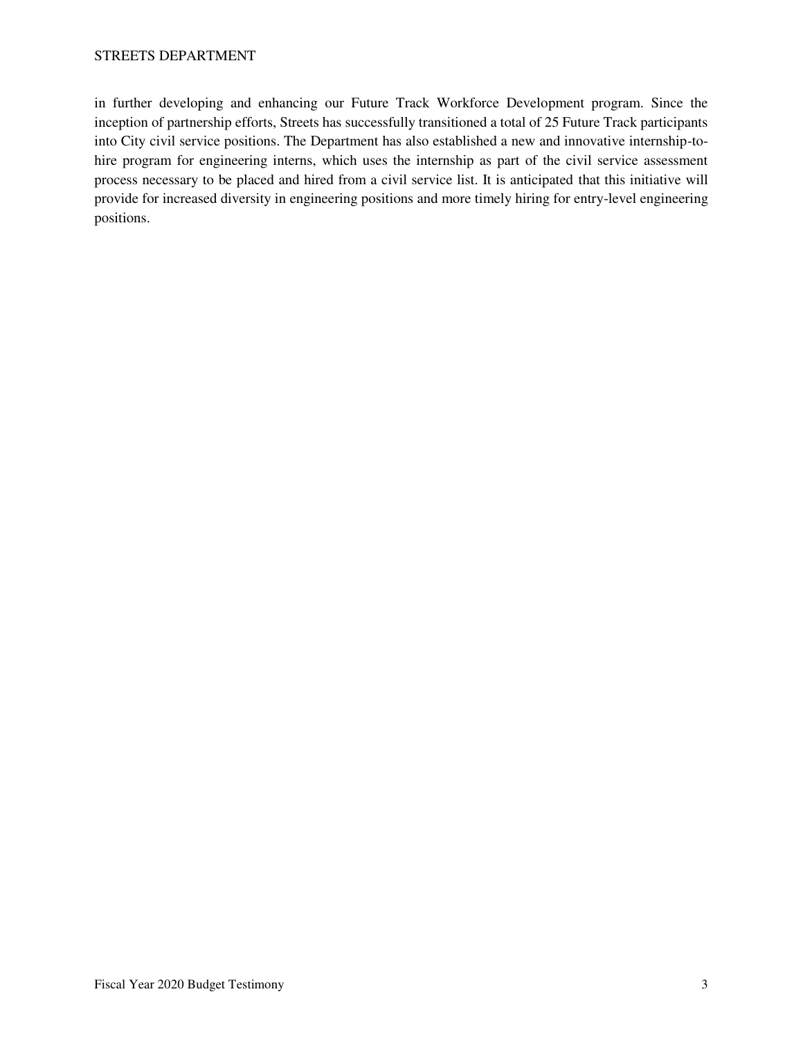in further developing and enhancing our Future Track Workforce Development program. Since the inception of partnership efforts, Streets has successfully transitioned a total of 25 Future Track participants into City civil service positions. The Department has also established a new and innovative internship-to-hire program for engineering interns, which uses the internship as part of the civil service assessment process necessary to be placed and hired from a civil service list. It is anticipated that this initiative will provide for increased diversity in engineering positions and more timely hiring for entry-level engineering positions.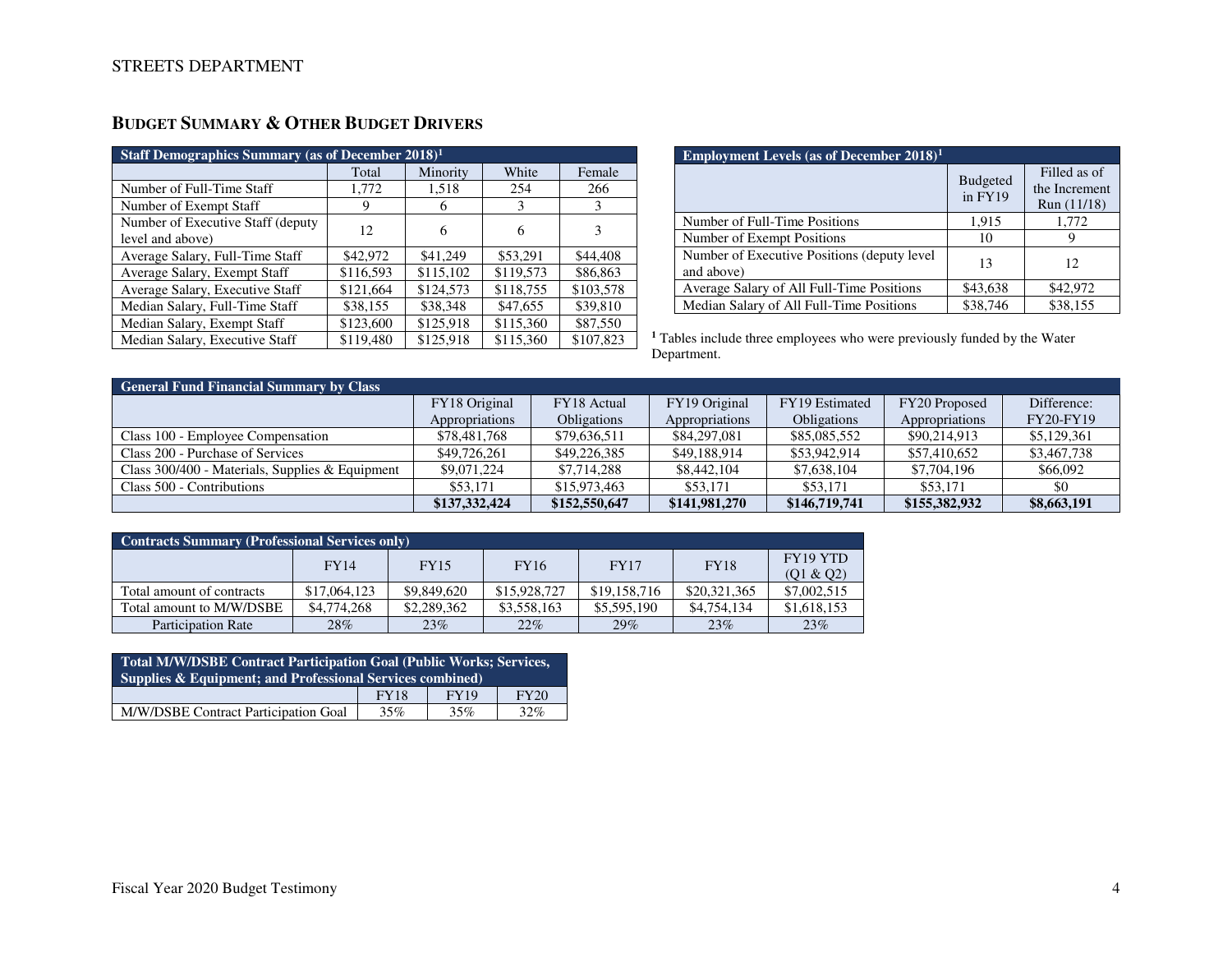STREETS DEPARTMENT

## BUDGET SUMMARY & OTHER BUDGET DRIVERS

| Staff Demographics Summary (as of December 2018)[1] | | | | |
|---|---|---|---|---|
| | Total | Minority | White | Female |
| Number of Full-Time Staff | 1,772 | 1,518 | 254 | 266 |
| Number of Exempt Staff | 9 | 6 | 3 | 3 |
| Number of Executive Staff (deputy level and above) | 12 | 6 | 6 | 3 |
| Average Salary, Full-Time Staff | $42,972 | $41,249 | $53,291 | $44,408 |
| Average Salary, Exempt Staff | $116,593 | $115,102 | $119,573 | $86,863 |
| Average Salary, Executive Staff | $121,664 | $124,573 | $118,755 | $103,578 |
| Median Salary, Full-Time Staff | $38,155 | $38,348 | $47,655 | $39,810 |
| Median Salary, Exempt Staff | $123,600 | $125,918 | $115,360 | $87,550 |
| Median Salary, Executive Staff | $119,480 | $125,918 | $115,360 | $107,823 |

| Employment Levels (as of December 2018)[1] | | |
|---|---|---|
| | Budgeted in FY19 | Filled as of the Increment Run (11/18) |
| Number of Full-Time Positions | 1,915 | 1,772 |
| Number of Exempt Positions | 10 | 9 |
| Number of Executive Positions (deputy level and above) | 13 | 12 |
| Average Salary of All Full-Time Positions | $43,638 | $42,972 |
| Median Salary of All Full-Time Positions | $38,746 | $38,155 |

[1] Tables include three employees who were previously funded by the Water Department.

| General Fund Financial Summary by Class | | | | | | |
|---|---|---|---|---|---|---|
| | FY18 Original Appropriations | FY18 Actual Obligations | FY19 Original Appropriations | FY19 Estimated Obligations | FY20 Proposed Appropriations | Difference: FY20-FY19 |
| Class 100 - Employee Compensation | $78,481,768 | $79,636,511 | $84,297,081 | $85,085,552 | $90,214,913 | $5,129,361 |
| Class 200 - Purchase of Services | $49,726,261 | $49,226,385 | $49,188,914 | $53,942,914 | $57,410,652 | $3,467,738 |
| Class 300/400 - Materials, Supplies & Equipment | $9,071,224 | $7,714,288 | $8,442,104 | $7,638,104 | $7,704,196 | $66,092 |
| Class 500 - Contributions | $53,171 | $15,973,463 | $53,171 | $53,171 | $53,171 | $0 |
| | **$137,332,424** | **$152,550,647** | **$141,981,270** | **$146,719,741** | **$155,382,932** | **$8,663,191** |

| Contracts Summary (Professional Services only) | | | | | | |
|---|---|---|---|---|---|---|
| | FY14 | FY15 | FY16 | FY17 | FY18 | FY19 YTD (Q1 & Q2) |
| Total amount of contracts | $17,064,123 | $9,849,620 | $15,928,727 | $19,158,716 | $20,321,365 | $7,002,515 |
| Total amount to M/W/DSBE | $4,774,268 | $2,289,362 | $3,558,163 | $5,595,190 | $4,754,134 | $1,618,153 |
| Participation Rate | 28% | 23% | 22% | 29% | 23% | 23% |

| Total M/W/DSBE Contract Participation Goal (Public Works; Services, Supplies & Equipment; and Professional Services combined) | | | |
|---|---|---|---|
| | FY18 | FY19 | FY20 |
| M/W/DSBE Contract Participation Goal | 35% | 35% | 32% |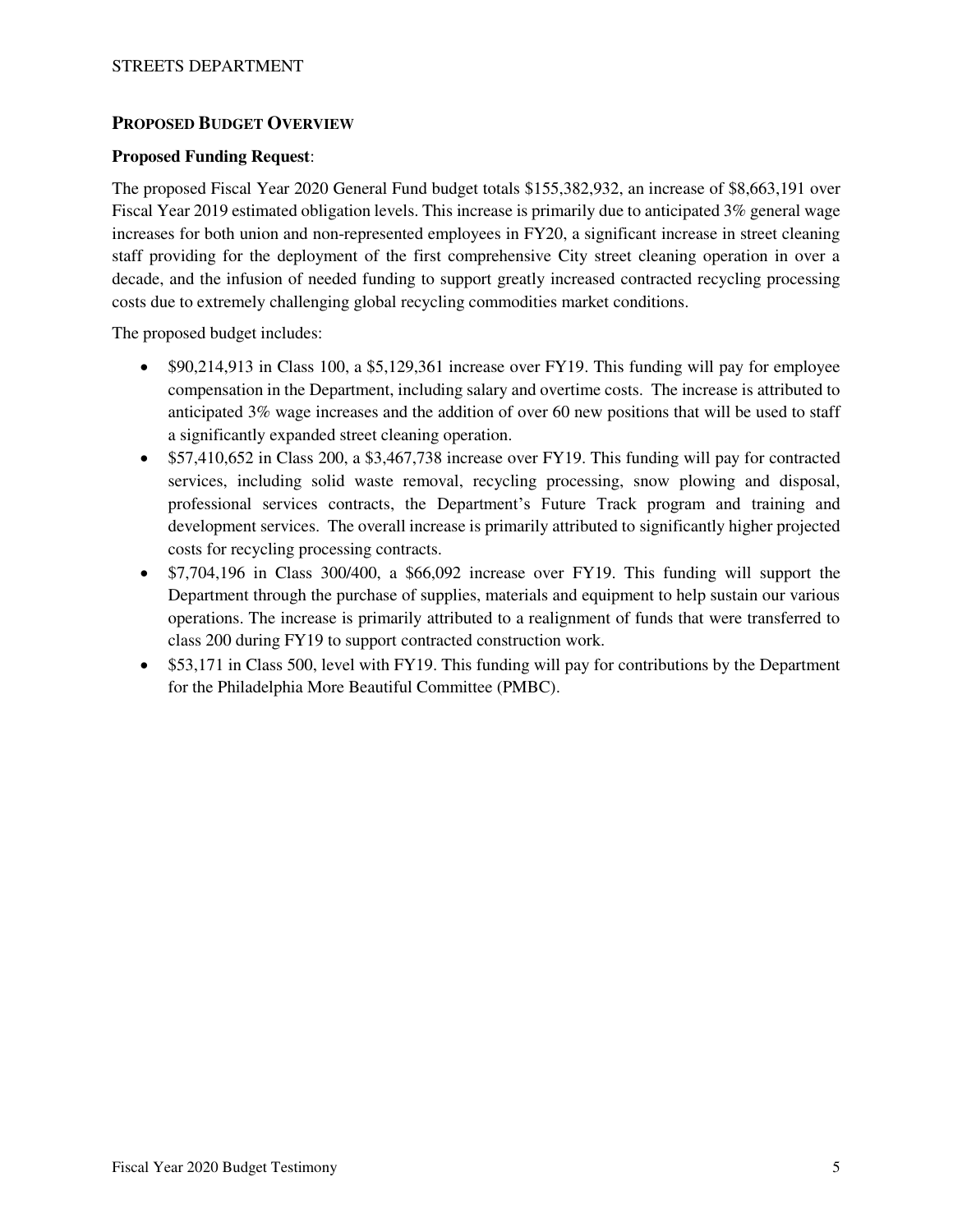## Proposed Budget Overview

**Proposed Funding Request**:

The proposed Fiscal Year 2020 General Fund budget totals $155,382,932, an increase of $8,663,191 over Fiscal Year 2019 estimated obligation levels. This increase is primarily due to anticipated 3% general wage increases for both union and non-represented employees in FY20, a significant increase in street cleaning staff providing for the deployment of the first comprehensive City street cleaning operation in over a decade, and the infusion of needed funding to support greatly increased contracted recycling processing costs due to extremely challenging global recycling commodities market conditions.

The proposed budget includes:

- $90,214,913 in Class 100, a $5,129,361 increase over FY19. This funding will pay for employee compensation in the Department, including salary and overtime costs. The increase is attributed to anticipated 3% wage increases and the addition of over 60 new positions that will be used to staff a significantly expanded street cleaning operation.
- $57,410,652 in Class 200, a $3,467,738 increase over FY19. This funding will pay for contracted services, including solid waste removal, recycling processing, snow plowing and disposal, professional services contracts, the Department's Future Track program and training and development services. The overall increase is primarily attributed to significantly higher projected costs for recycling processing contracts.
- $7,704,196 in Class 300/400, a $66,092 increase over FY19. This funding will support the Department through the purchase of supplies, materials and equipment to help sustain our various operations. The increase is primarily attributed to a realignment of funds that were transferred to class 200 during FY19 to support contracted construction work.
- $53,171 in Class 500, level with FY19. This funding will pay for contributions by the Department for the Philadelphia More Beautiful Committee (PMBC).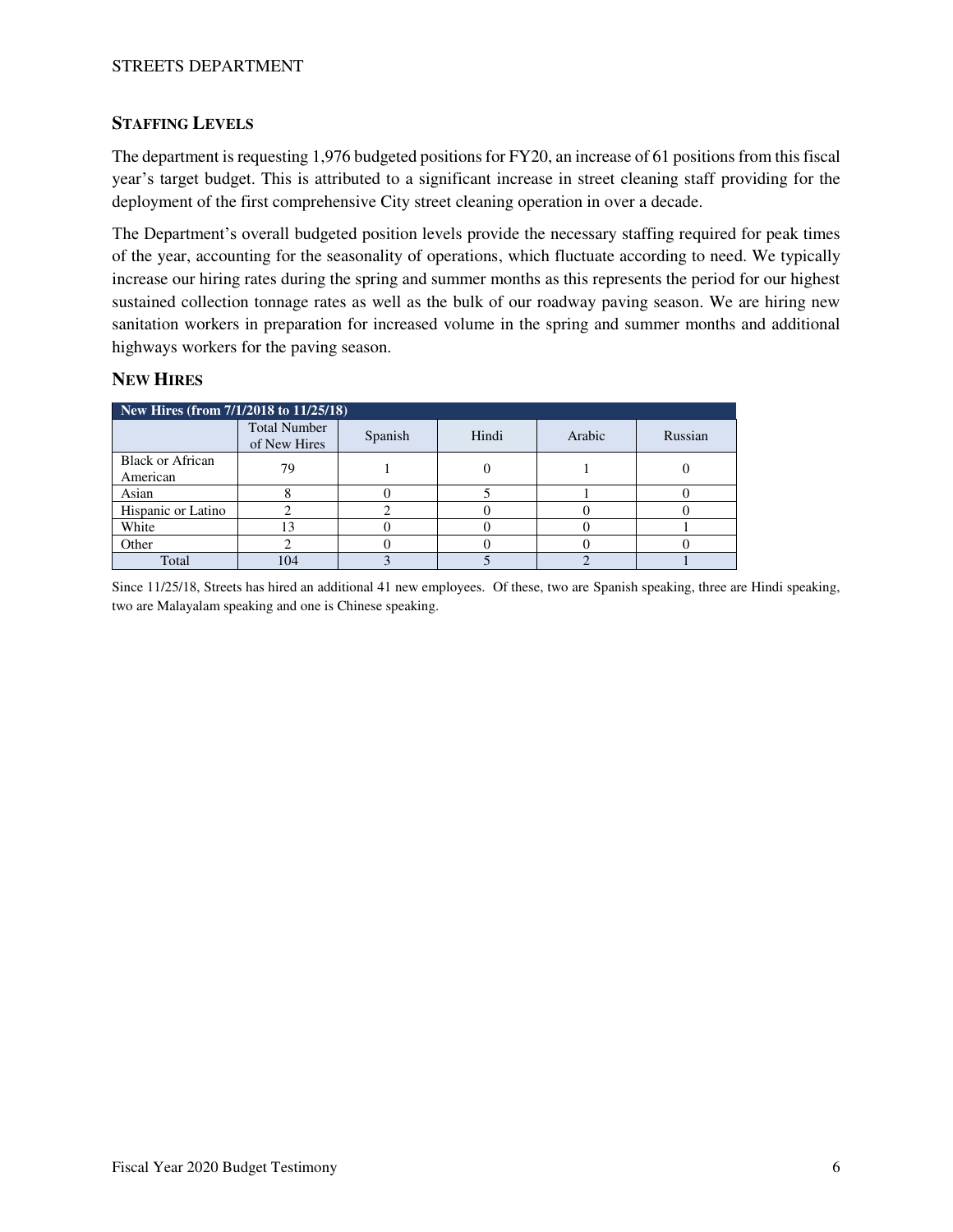## STAFFING LEVELS

The department is requesting 1,976 budgeted positions for FY20, an increase of 61 positions from this fiscal year's target budget. This is attributed to a significant increase in street cleaning staff providing for the deployment of the first comprehensive City street cleaning operation in over a decade.

The Department's overall budgeted position levels provide the necessary staffing required for peak times of the year, accounting for the seasonality of operations, which fluctuate according to need. We typically increase our hiring rates during the spring and summer months as this represents the period for our highest sustained collection tonnage rates as well as the bulk of our roadway paving season. We are hiring new sanitation workers in preparation for increased volume in the spring and summer months and additional highways workers for the paving season.

## NEW HIRES

| New Hires (from 7/1/2018 to 11/25/18) | | | | | |
|---|---|---|---|---|---|
| | Total Number of New Hires | Spanish | Hindi | Arabic | Russian |
| Black or African American | 79 | 1 | 0 | 1 | 0 |
| Asian | 8 | 0 | 5 | 1 | 0 |
| Hispanic or Latino | 2 | 2 | 0 | 0 | 0 |
| White | 13 | 0 | 0 | 0 | 1 |
| Other | 2 | 0 | 0 | 0 | 0 |
| Total | 104 | 3 | 5 | 2 | 1 |

Since 11/25/18, Streets has hired an additional 41 new employees. Of these, two are Spanish speaking, three are Hindi speaking, two are Malayalam speaking and one is Chinese speaking.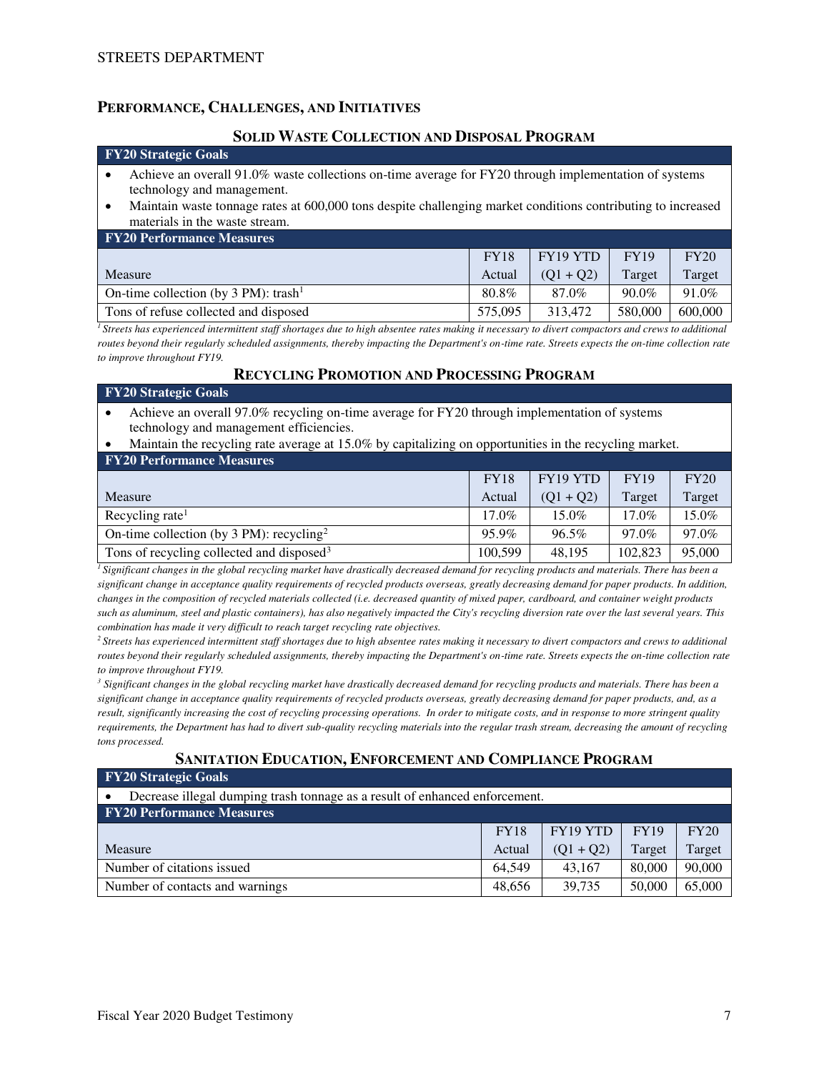## PERFORMANCE, CHALLENGES, AND INITIATIVES

### SOLID WASTE COLLECTION AND DISPOSAL PROGRAM

**FY20 Strategic Goals**

- Achieve an overall 91.0% waste collections on-time average for FY20 through implementation of systems technology and management.
- Maintain waste tonnage rates at 600,000 tons despite challenging market conditions contributing to increased materials in the waste stream.

**FY20 Performance Measures**

| Measure | FY18 Actual | FY19 YTD (Q1 + Q2) | FY19 Target | FY20 Target |
|---|---|---|---|---|
| On-time collection (by 3 PM): trash[1] | 80.8% | 87.0% | 90.0% | 91.0% |
| Tons of refuse collected and disposed | 575,095 | 313,472 | 580,000 | 600,000 |

*[1] Streets has experienced intermittent staff shortages due to high absentee rates making it necessary to divert compactors and crews to additional routes beyond their regularly scheduled assignments, thereby impacting the Department's on-time rate. Streets expects the on-time collection rate to improve throughout FY19.*

### RECYCLING PROMOTION AND PROCESSING PROGRAM

**FY20 Strategic Goals**

- Achieve an overall 97.0% recycling on-time average for FY20 through implementation of systems technology and management efficiencies.
- Maintain the recycling rate average at 15.0% by capitalizing on opportunities in the recycling market.

**FY20 Performance Measures**

| Measure | FY18 Actual | FY19 YTD (Q1 + Q2) | FY19 Target | FY20 Target |
|---|---|---|---|---|
| Recycling rate[1] | 17.0% | 15.0% | 17.0% | 15.0% |
| On-time collection (by 3 PM): recycling[2] | 95.9% | 96.5% | 97.0% | 97.0% |
| Tons of recycling collected and disposed[3] | 100,599 | 48,195 | 102,823 | 95,000 |

*[1] Significant changes in the global recycling market have drastically decreased demand for recycling products and materials. There has been a significant change in acceptance quality requirements of recycled products overseas, greatly decreasing demand for paper products. In addition, changes in the composition of recycled materials collected (i.e. decreased quantity of mixed paper, cardboard, and container weight products such as aluminum, steel and plastic containers), has also negatively impacted the City's recycling diversion rate over the last several years. This combination has made it very difficult to reach target recycling rate objectives.*

*[2] Streets has experienced intermittent staff shortages due to high absentee rates making it necessary to divert compactors and crews to additional routes beyond their regularly scheduled assignments, thereby impacting the Department's on-time rate. Streets expects the on-time collection rate to improve throughout FY19.*

*[3] Significant changes in the global recycling market have drastically decreased demand for recycling products and materials. There has been a significant change in acceptance quality requirements of recycled products overseas, greatly decreasing demand for paper products, and, as a result, significantly increasing the cost of recycling processing operations. In order to mitigate costs, and in response to more stringent quality requirements, the Department has had to divert sub-quality recycling materials into the regular trash stream, decreasing the amount of recycling tons processed.*

### SANITATION EDUCATION, ENFORCEMENT AND COMPLIANCE PROGRAM

**FY20 Strategic Goals**

- Decrease illegal dumping trash tonnage as a result of enhanced enforcement.

**FY20 Performance Measures**

| Measure | FY18 Actual | FY19 YTD (Q1 + Q2) | FY19 Target | FY20 Target |
|---|---|---|---|---|
| Number of citations issued | 64,549 | 43,167 | 80,000 | 90,000 |
| Number of contacts and warnings | 48,656 | 39,735 | 50,000 | 65,000 |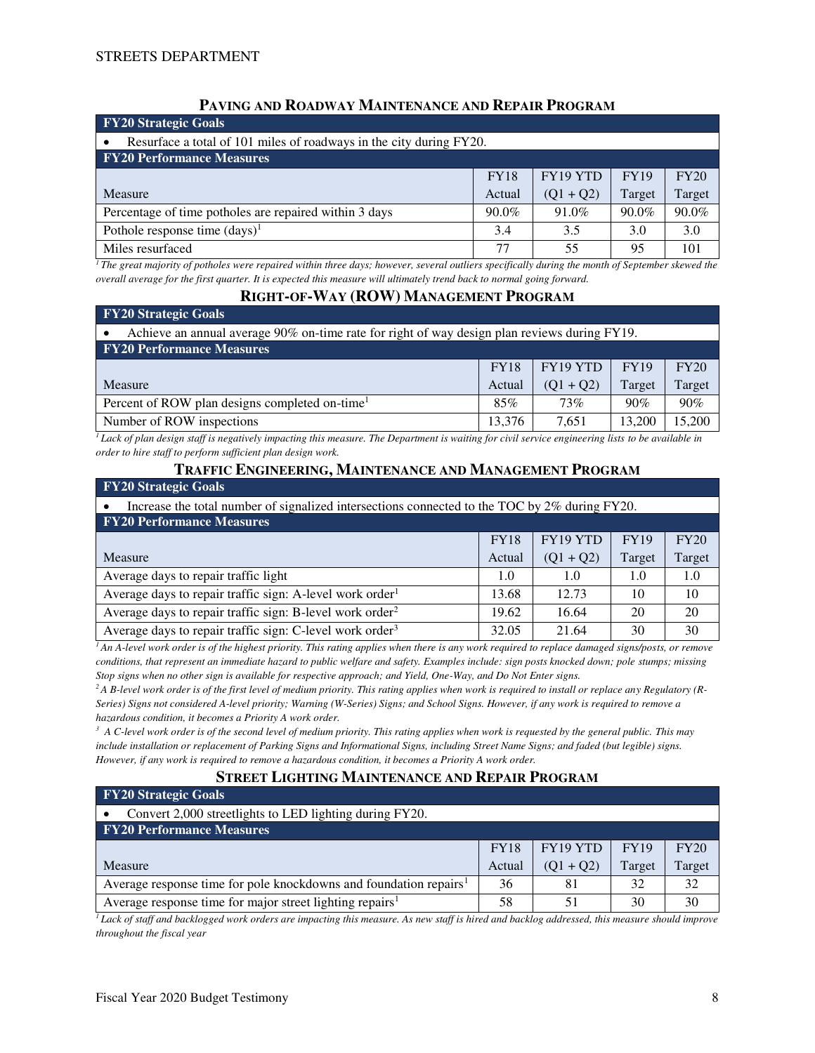STREETS DEPARTMENT

## PAVING AND ROADWAY MAINTENANCE AND REPAIR PROGRAM

**FY20 Strategic Goals**

- Resurface a total of 101 miles of roadways in the city during FY20.

**FY20 Performance Measures**

| Measure | FY18 Actual | FY19 YTD (Q1 + Q2) | FY19 Target | FY20 Target |
|---|---|---|---|---|
| Percentage of time potholes are repaired within 3 days | 90.0% | 91.0% | 90.0% | 90.0% |
| Pothole response time (days)[1] | 3.4 | 3.5 | 3.0 | 3.0 |
| Miles resurfaced | 77 | 55 | 95 | 101 |

*[1] The great majority of potholes were repaired within three days; however, several outliers specifically during the month of September skewed the overall average for the first quarter. It is expected this measure will ultimately trend back to normal going forward.*

## RIGHT-OF-WAY (ROW) MANAGEMENT PROGRAM

**FY20 Strategic Goals**

- Achieve an annual average 90% on-time rate for right of way design plan reviews during FY19.

**FY20 Performance Measures**

| Measure | FY18 Actual | FY19 YTD (Q1 + Q2) | FY19 Target | FY20 Target |
|---|---|---|---|---|
| Percent of ROW plan designs completed on-time[1] | 85% | 73% | 90% | 90% |
| Number of ROW inspections | 13,376 | 7,651 | 13,200 | 15,200 |

*[1] Lack of plan design staff is negatively impacting this measure. The Department is waiting for civil service engineering lists to be available in order to hire staff to perform sufficient plan design work.*

## TRAFFIC ENGINEERING, MAINTENANCE AND MANAGEMENT PROGRAM

**FY20 Strategic Goals**

- Increase the total number of signalized intersections connected to the TOC by 2% during FY20.

**FY20 Performance Measures**

| Measure | FY18 Actual | FY19 YTD (Q1 + Q2) | FY19 Target | FY20 Target |
|---|---|---|---|---|
| Average days to repair traffic light | 1.0 | 1.0 | 1.0 | 1.0 |
| Average days to repair traffic sign: A-level work order[1] | 13.68 | 12.73 | 10 | 10 |
| Average days to repair traffic sign: B-level work order[2] | 19.62 | 16.64 | 20 | 20 |
| Average days to repair traffic sign: C-level work order[3] | 32.05 | 21.64 | 30 | 30 |

*[1] An A-level work order is of the highest priority. This rating applies when there is any work required to replace damaged signs/posts, or remove conditions, that represent an immediate hazard to public welfare and safety. Examples include: sign posts knocked down; pole stumps; missing Stop signs when no other sign is available for respective approach; and Yield, One-Way, and Do Not Enter signs.*

*[2] A B-level work order is of the first level of medium priority. This rating applies when work is required to install or replace any Regulatory (R-Series) Signs not considered A-level priority; Warning (W-Series) Signs; and School Signs. However, if any work is required to remove a hazardous condition, it becomes a Priority A work order.*

*[3] A C-level work order is of the second level of medium priority. This rating applies when work is requested by the general public. This may include installation or replacement of Parking Signs and Informational Signs, including Street Name Signs; and faded (but legible) signs. However, if any work is required to remove a hazardous condition, it becomes a Priority A work order.*

## STREET LIGHTING MAINTENANCE AND REPAIR PROGRAM

**FY20 Strategic Goals**

- Convert 2,000 streetlights to LED lighting during FY20.

**FY20 Performance Measures**

| Measure | FY18 Actual | FY19 YTD (Q1 + Q2) | FY19 Target | FY20 Target |
|---|---|---|---|---|
| Average response time for pole knockdowns and foundation repairs[1] | 36 | 81 | 32 | 32 |
| Average response time for major street lighting repairs[1] | 58 | 51 | 30 | 30 |

*[1] Lack of staff and backlogged work orders are impacting this measure. As new staff is hired and backlog addressed, this measure should improve throughout the fiscal year*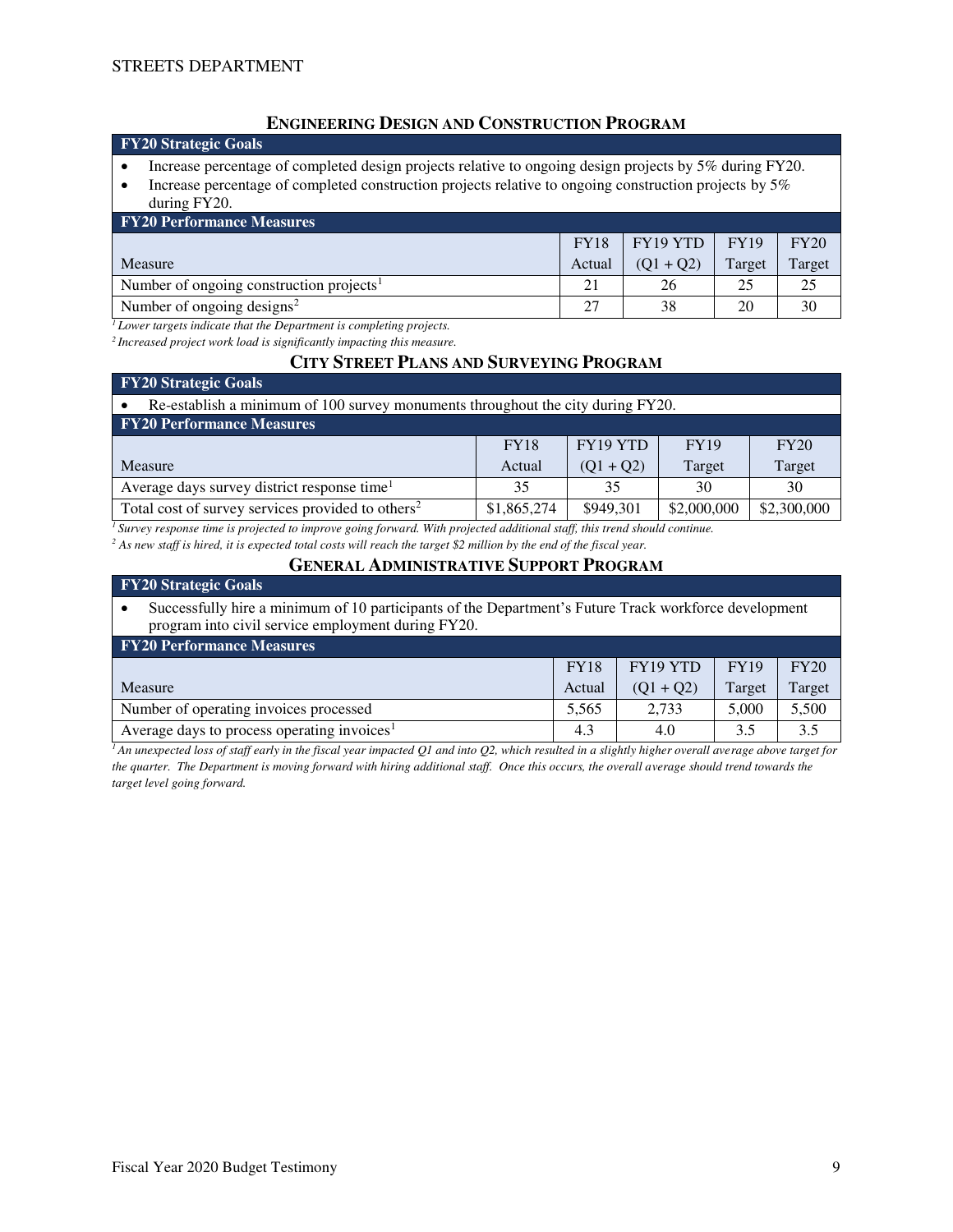### ENGINEERING DESIGN AND CONSTRUCTION PROGRAM

**FY20 Strategic Goals**

- Increase percentage of completed design projects relative to ongoing design projects by 5% during FY20.
- Increase percentage of completed construction projects relative to ongoing construction projects by 5% during FY20.

**FY20 Performance Measures**

| Measure | FY18 Actual | FY19 YTD (Q1 + Q2) | FY19 Target | FY20 Target |
|---|---|---|---|---|
| Number of ongoing construction projects[1] | 21 | 26 | 25 | 25 |
| Number of ongoing designs[2] | 27 | 38 | 20 | 30 |

*[1] Lower targets indicate that the Department is completing projects.*

*[2] Increased project work load is significantly impacting this measure.*

### CITY STREET PLANS AND SURVEYING PROGRAM

**FY20 Strategic Goals**

- Re-establish a minimum of 100 survey monuments throughout the city during FY20.

**FY20 Performance Measures**

| Measure | FY18 Actual | FY19 YTD (Q1 + Q2) | FY19 Target | FY20 Target |
|---|---|---|---|---|
| Average days survey district response time[1] | 35 | 35 | 30 | 30 |
| Total cost of survey services provided to others[2] | $1,865,274 | $949,301 | $2,000,000 | $2,300,000 |

*[1] Survey response time is projected to improve going forward. With projected additional staff, this trend should continue.*

*[2] As new staff is hired, it is expected total costs will reach the target $2 million by the end of the fiscal year.*

### GENERAL ADMINISTRATIVE SUPPORT PROGRAM

**FY20 Strategic Goals**

- Successfully hire a minimum of 10 participants of the Department's Future Track workforce development program into civil service employment during FY20.

**FY20 Performance Measures**

| Measure | FY18 Actual | FY19 YTD (Q1 + Q2) | FY19 Target | FY20 Target |
|---|---|---|---|---|
| Number of operating invoices processed | 5,565 | 2,733 | 5,000 | 5,500 |
| Average days to process operating invoices[1] | 4.3 | 4.0 | 3.5 | 3.5 |

*[1] An unexpected loss of staff early in the fiscal year impacted Q1 and into Q2, which resulted in a slightly higher overall average above target for the quarter. The Department is moving forward with hiring additional staff. Once this occurs, the overall average should trend towards the target level going forward.*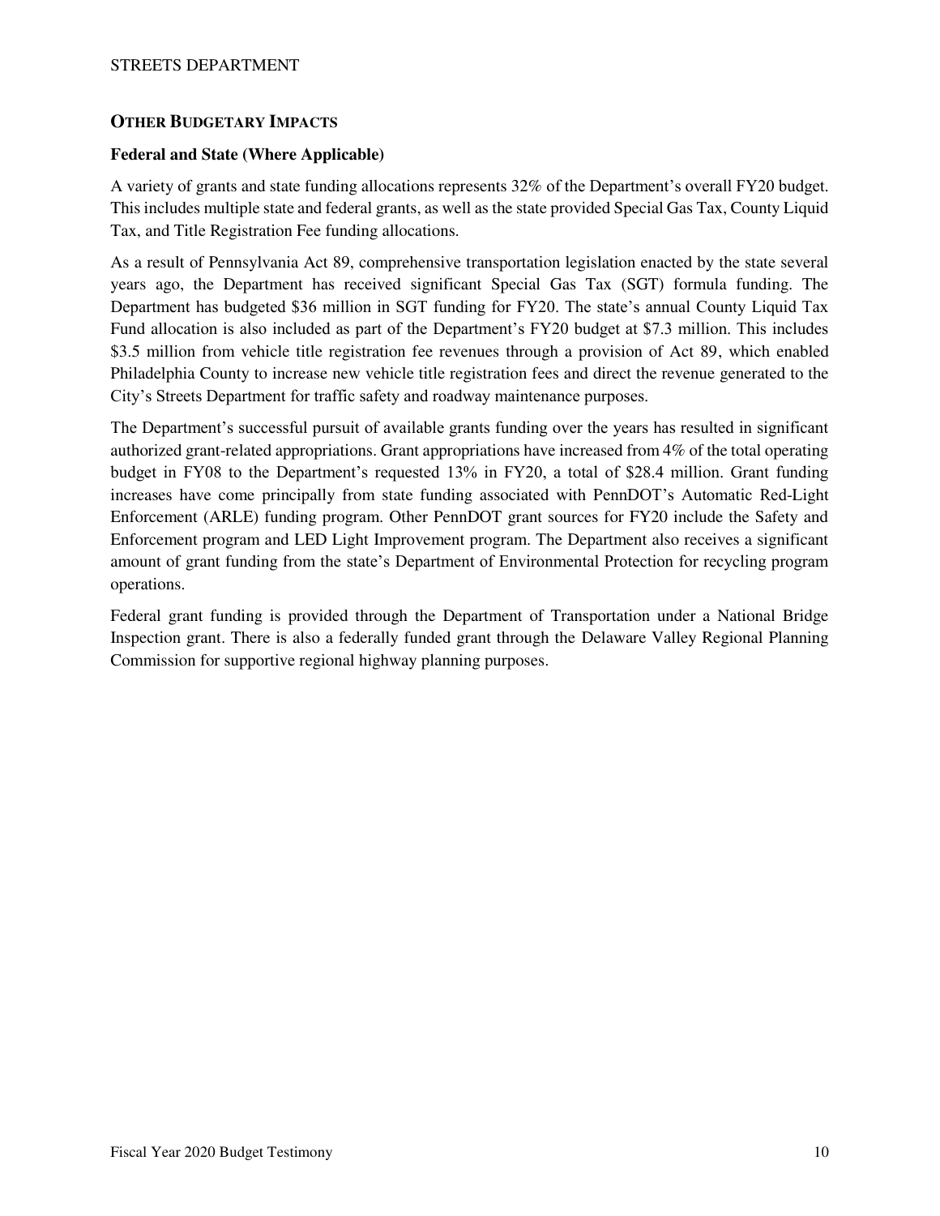## Other Budgetary Impacts

### Federal and State (Where Applicable)

A variety of grants and state funding allocations represents 32% of the Department's overall FY20 budget. This includes multiple state and federal grants, as well as the state provided Special Gas Tax, County Liquid Tax, and Title Registration Fee funding allocations.

As a result of Pennsylvania Act 89, comprehensive transportation legislation enacted by the state several years ago, the Department has received significant Special Gas Tax (SGT) formula funding. The Department has budgeted $36 million in SGT funding for FY20. The state's annual County Liquid Tax Fund allocation is also included as part of the Department's FY20 budget at $7.3 million. This includes $3.5 million from vehicle title registration fee revenues through a provision of Act 89, which enabled Philadelphia County to increase new vehicle title registration fees and direct the revenue generated to the City's Streets Department for traffic safety and roadway maintenance purposes.

The Department's successful pursuit of available grants funding over the years has resulted in significant authorized grant-related appropriations. Grant appropriations have increased from 4% of the total operating budget in FY08 to the Department's requested 13% in FY20, a total of $28.4 million. Grant funding increases have come principally from state funding associated with PennDOT's Automatic Red-Light Enforcement (ARLE) funding program. Other PennDOT grant sources for FY20 include the Safety and Enforcement program and LED Light Improvement program. The Department also receives a significant amount of grant funding from the state's Department of Environmental Protection for recycling program operations.

Federal grant funding is provided through the Department of Transportation under a National Bridge Inspection grant. There is also a federally funded grant through the Delaware Valley Regional Planning Commission for supportive regional highway planning purposes.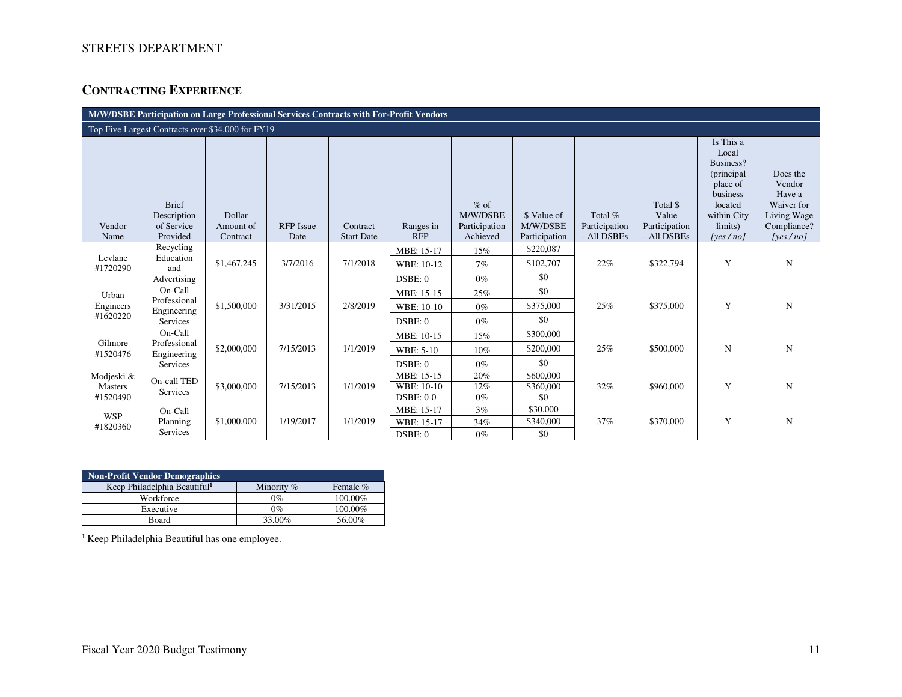STREETS DEPARTMENT

## CONTRACTING EXPERIENCE

| M/W/DSBE Participation on Large Professional Services Contracts with For-Profit Vendors | | | | | | | | | | | |
|---|---|---|---|---|---|---|---|---|---|---|---|
| Top Five Largest Contracts over $34,000 for FY19 | | | | | | | | | | | |
| Vendor Name | Brief Description of Service Provided | Dollar Amount of Contract | RFP Issue Date | Contract Start Date | Ranges in RFP | % of M/W/DSBE Participation Achieved | $ Value of M/W/DSBE Participation | Total % Participation - All DSBEs | Total $ Value Participation - All DSBEs | Is This a Local Business? (principal place of business located within City limits) *[yes / no]* | Does the Vendor Have a Waiver for Living Wage Compliance? *[yes / no]* |
| Levlane #1720290 | Recycling Education and Advertising | $1,467,245 | 3/7/2016 | 7/1/2018 | MBE: 15-17 | 15% | $220,087 | 22% | $322,794 | Y | N |
| | | | | | WBE: 10-12 | 7% | $102,707 | | | | |
| | | | | | DSBE: 0 | 0% | $0 | | | | |
| Urban Engineers #1620220 | On-Call Professional Engineering Services | $1,500,000 | 3/31/2015 | 2/8/2019 | MBE: 15-15 | 25% | $0 | 25% | $375,000 | Y | N |
| | | | | | WBE: 10-10 | 0% | $375,000 | | | | |
| | | | | | DSBE: 0 | 0% | $0 | | | | |
| Gilmore #1520476 | On-Call Professional Engineering Services | $2,000,000 | 7/15/2013 | 1/1/2019 | MBE: 10-15 | 15% | $300,000 | 25% | $500,000 | N | N |
| | | | | | WBE: 5-10 | 10% | $200,000 | | | | |
| | | | | | DSBE: 0 | 0% | $0 | | | | |
| Modjeski & Masters #1520490 | On-call TED Services | $3,000,000 | 7/15/2013 | 1/1/2019 | MBE: 15-15 | 20% | $600,000 | 32% | $960,000 | Y | N |
| | | | | | WBE: 10-10 | 12% | $360,000 | | | | |
| | | | | | DSBE: 0-0 | 0% | $0 | | | | |
| WSP #1820360 | On-Call Planning Services | $1,000,000 | 1/19/2017 | 1/1/2019 | MBE: 15-17 | 3% | $30,000 | 37% | $370,000 | Y | N |
| | | | | | WBE: 15-17 | 34% | $340,000 | | | | |
| | | | | | DSBE: 0 | 0% | $0 | | | | |

| Non-Profit Vendor Demographics | | |
|---|---|---|
| Keep Philadelphia Beautiful[1] | Minority % | Female % |
| Workforce | 0% | 100.00% |
| Executive | 0% | 100.00% |
| Board | 33.00% | 56.00% |

[1] Keep Philadelphia Beautiful has one employee.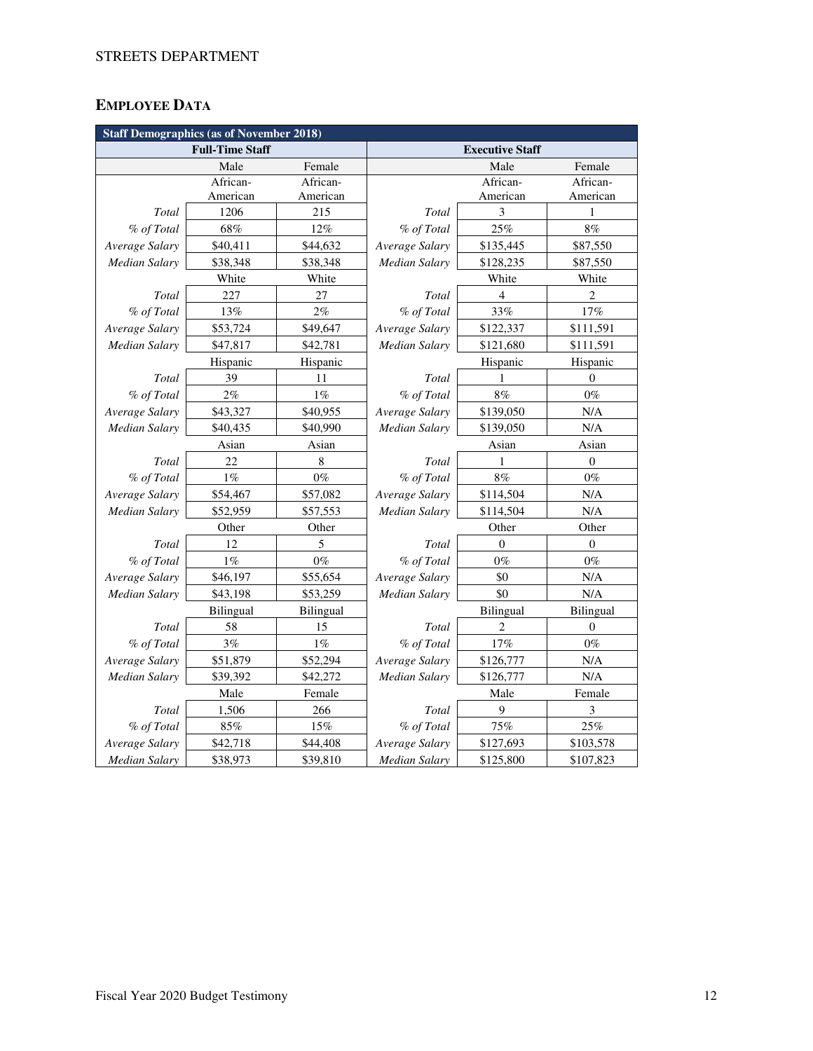## EMPLOYEE DATA

| Staff Demographics (as of November 2018) | | | | | |
|---|---|---|---|---|---|
| Full-Time Staff | | | Executive Staff | | |
| | Male | Female | | Male | Female |
| | African-American | African-American | | African-American | African-American |
| *Total* | 1206 | 215 | *Total* | 3 | 1 |
| *% of Total* | 68% | 12% | *% of Total* | 25% | 8% |
| *Average Salary* | $40,411 | $44,632 | *Average Salary* | $135,445 | $87,550 |
| *Median Salary* | $38,348 | $38,348 | *Median Salary* | $128,235 | $87,550 |
| | White | White | | White | White |
| *Total* | 227 | 27 | *Total* | 4 | 2 |
| *% of Total* | 13% | 2% | *% of Total* | 33% | 17% |
| *Average Salary* | $53,724 | $49,647 | *Average Salary* | $122,337 | $111,591 |
| *Median Salary* | $47,817 | $42,781 | *Median Salary* | $121,680 | $111,591 |
| | Hispanic | Hispanic | | Hispanic | Hispanic |
| *Total* | 39 | 11 | *Total* | 1 | 0 |
| *% of Total* | 2% | 1% | *% of Total* | 8% | 0% |
| *Average Salary* | $43,327 | $40,955 | *Average Salary* | $139,050 | N/A |
| *Median Salary* | $40,435 | $40,990 | *Median Salary* | $139,050 | N/A |
| | Asian | Asian | | Asian | Asian |
| *Total* | 22 | 8 | *Total* | 1 | 0 |
| *% of Total* | 1% | 0% | *% of Total* | 8% | 0% |
| *Average Salary* | $54,467 | $57,082 | *Average Salary* | $114,504 | N/A |
| *Median Salary* | $52,959 | $57,553 | *Median Salary* | $114,504 | N/A |
| | Other | Other | | Other | Other |
| *Total* | 12 | 5 | *Total* | 0 | 0 |
| *% of Total* | 1% | 0% | *% of Total* | 0% | 0% |
| *Average Salary* | $46,197 | $55,654 | *Average Salary* | $0 | N/A |
| *Median Salary* | $43,198 | $53,259 | *Median Salary* | $0 | N/A |
| | Bilingual | Bilingual | | Bilingual | Bilingual |
| *Total* | 58 | 15 | *Total* | 2 | 0 |
| *% of Total* | 3% | 1% | *% of Total* | 17% | 0% |
| *Average Salary* | $51,879 | $52,294 | *Average Salary* | $126,777 | N/A |
| *Median Salary* | $39,392 | $42,272 | *Median Salary* | $126,777 | N/A |
| | Male | Female | | Male | Female |
| *Total* | 1,506 | 266 | *Total* | 9 | 3 |
| *% of Total* | 85% | 15% | *% of Total* | 75% | 25% |
| *Average Salary* | $42,718 | $44,408 | *Average Salary* | $127,693 | $103,578 |
| *Median Salary* | $38,973 | $39,810 | *Median Salary* | $125,800 | $107,823 |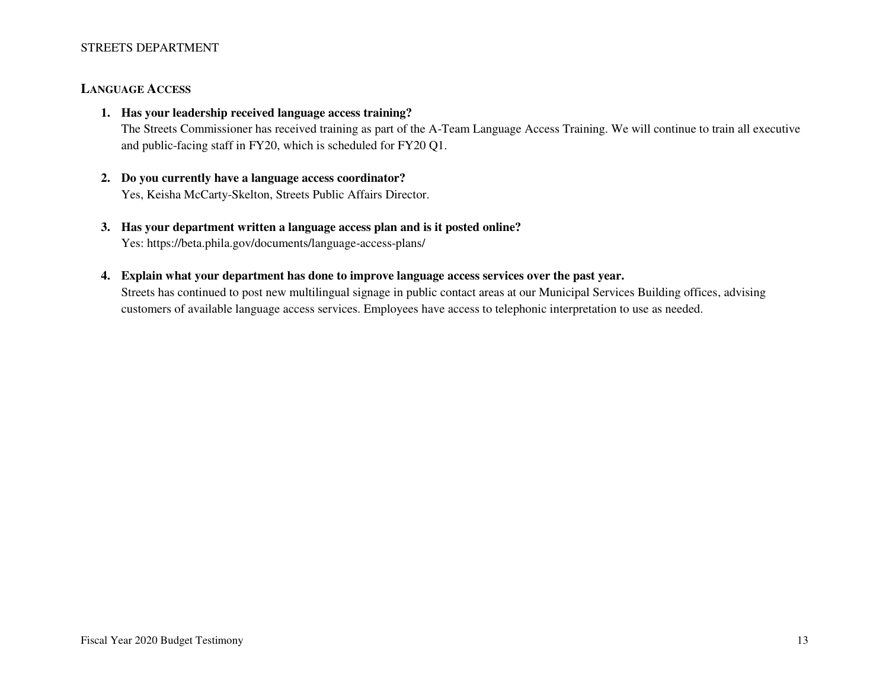## Language Access

1. **Has your leadership received language access training?**
   The Streets Commissioner has received training as part of the A-Team Language Access Training. We will continue to train all executive and public-facing staff in FY20, which is scheduled for FY20 Q1.

2. **Do you currently have a language access coordinator?**
   Yes, Keisha McCarty-Skelton, Streets Public Affairs Director.

3. **Has your department written a language access plan and is it posted online?**
   Yes: https://beta.phila.gov/documents/language-access-plans/

4. **Explain what your department has done to improve language access services over the past year.**
   Streets has continued to post new multilingual signage in public contact areas at our Municipal Services Building offices, advising customers of available language access services. Employees have access to telephonic interpretation to use as needed.